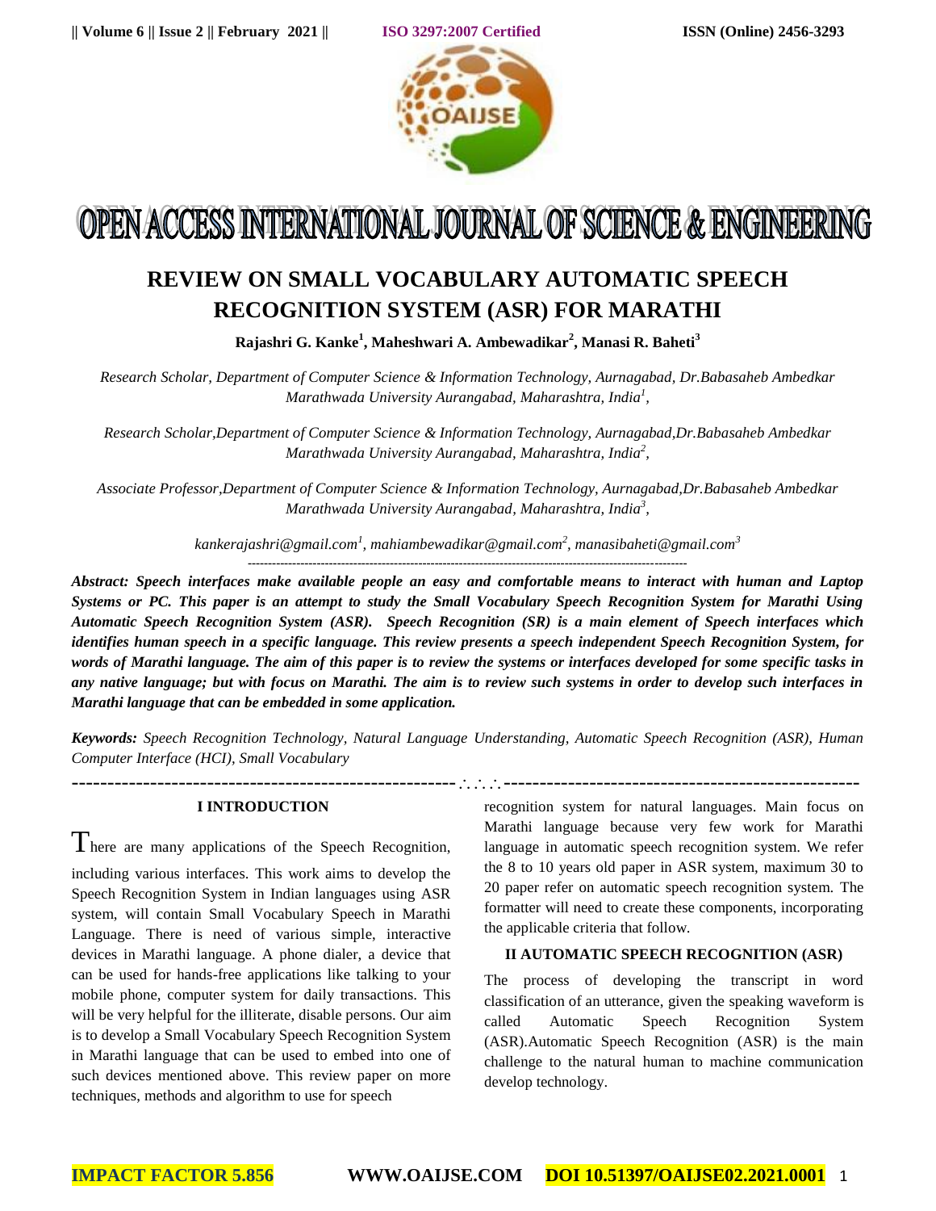# REVIEW ON SMALL VOCABULARY AUTOMATIC SPEECH RECOGNITION SYSTEM (ASR) FOR MARATHI

**Rajashri G. Kanke[1], Maheshwari A. Ambewadikar[2], Manasi R. Baheti[3]**

*Research Scholar, Department of Computer Science & Information Technology, Aurnagabad, Dr.Babasaheb Ambedkar Marathwada University Aurangabad, Maharashtra, India[1],*

*Research Scholar,Department of Computer Science & Information Technology, Aurnagabad,Dr.Babasaheb Ambedkar Marathwada University Aurangabad, Maharashtra, India[2],*

*Associate Professor,Department of Computer Science & Information Technology, Aurnagabad,Dr.Babasaheb Ambedkar Marathwada University Aurangabad, Maharashtra, India[3],*

*kankerajashri@gmail.com[1], mahiambewadikar@gmail.com[2], manasibaheti@gmail.com[3]*

---

***Abstract: Speech interfaces make available people an easy and comfortable means to interact with human and Laptop Systems or PC. This paper is an attempt to study the Small Vocabulary Speech Recognition System for Marathi Using Automatic Speech Recognition System (ASR). Speech Recognition (SR) is a main element of Speech interfaces which identifies human speech in a specific language. This review presents a speech independent Speech Recognition System, for words of Marathi language. The aim of this paper is to review the systems or interfaces developed for some specific tasks in any native language; but with focus on Marathi. The aim is to review such systems in order to develop such interfaces in Marathi language that can be embedded in some application.***

***Keywords:*** *Speech Recognition Technology, Natural Language Understanding, Automatic Speech Recognition (ASR), Human Computer Interface (HCI), Small Vocabulary*

---

## I INTRODUCTION

There are many applications of the Speech Recognition, including various interfaces. This work aims to develop the Speech Recognition System in Indian languages using ASR system, will contain Small Vocabulary Speech in Marathi Language. There is need of various simple, interactive devices in Marathi language. A phone dialer, a device that can be used for hands-free applications like talking to your mobile phone, computer system for daily transactions. This will be very helpful for the illiterate, disable persons. Our aim is to develop a Small Vocabulary Speech Recognition System in Marathi language that can be used to embed into one of such devices mentioned above. This review paper on more techniques, methods and algorithm to use for speech recognition system for natural languages. Main focus on Marathi language because very few work for Marathi language in automatic speech recognition system. We refer the 8 to 10 years old paper in ASR system, maximum 30 to 20 paper refer on automatic speech recognition system. The formatter will need to create these components, incorporating the applicable criteria that follow.

## II AUTOMATIC SPEECH RECOGNITION (ASR)

The process of developing the transcript in word classification of an utterance, given the speaking waveform is called Automatic Speech Recognition System (ASR).Automatic Speech Recognition (ASR) is the main challenge to the natural human to machine communication develop technology.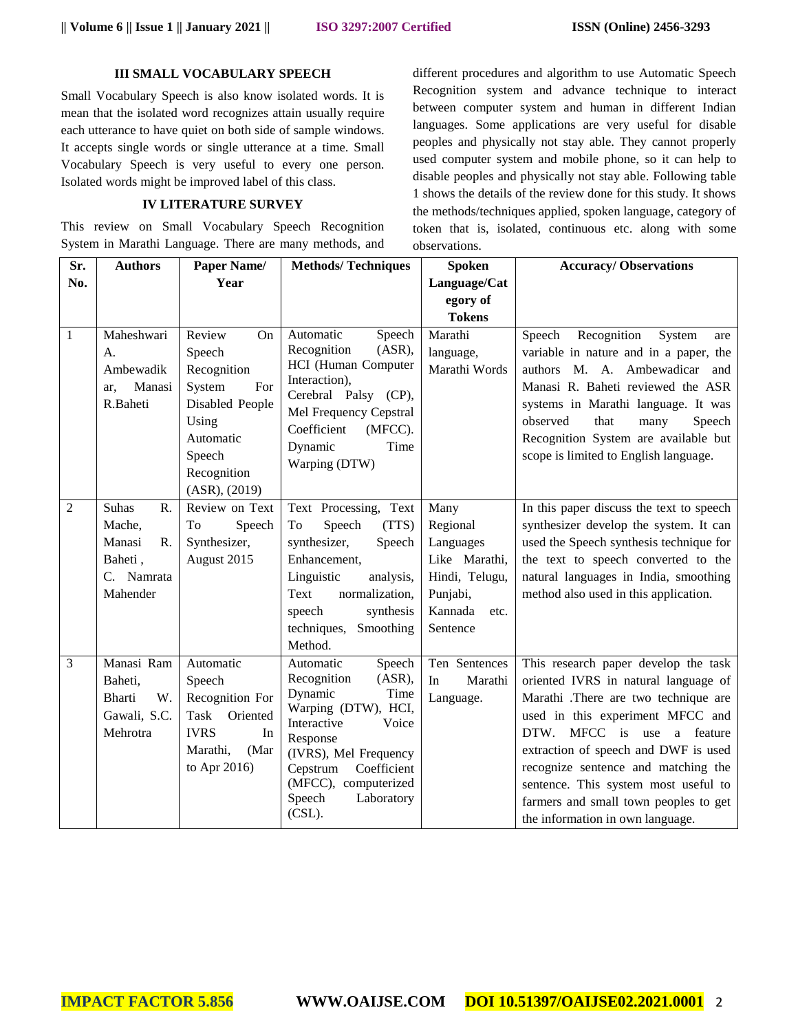### III SMALL VOCABULARY SPEECH

Small Vocabulary Speech is also know isolated words. It is mean that the isolated word recognizes attain usually require each utterance to have quiet on both side of sample windows. It accepts single words or single utterance at a time. Small Vocabulary Speech is very useful to every one person. Isolated words might be improved label of this class.

### IV LITERATURE SURVEY

This review on Small Vocabulary Speech Recognition System in Marathi Language. There are many methods, and different procedures and algorithm to use Automatic Speech Recognition system and advance technique to interact between computer system and human in different Indian languages. Some applications are very useful for disable peoples and physically not stay able. They cannot properly used computer system and mobile phone, so it can help to disable peoples and physically not stay able. Following table 1 shows the details of the review done for this study. It shows the methods/techniques applied, spoken language, category of token that is, isolated, continuous etc. along with some observations.

| Sr. No. | Authors | Paper Name/ Year | Methods/ Techniques | Spoken Language/Category of Tokens | Accuracy/ Observations |
|---|---|---|---|---|---|
| 1 | Maheshwari A. Ambewadikar, Manasi R.Baheti | Review On Speech Recognition System For Disabled People Using Automatic Speech Recognition (ASR), (2019) | Automatic Speech Recognition (ASR), HCI (Human Computer Interaction), Cerebral Palsy (CP), Mel Frequency Cepstral Coefficient (MFCC). Dynamic Time Warping (DTW) | Marathi language, Marathi Words | Speech Recognition System are variable in nature and in a paper, the authors M. A. Ambewadicar and Manasi R. Baheti reviewed the ASR systems in Marathi language. It was observed that many Speech Recognition System are available but scope is limited to English language. |
| 2 | Suhas R. Mache, Manasi R. Baheti , C. Namrata Mahender | Review on Text To Speech Synthesizer, August 2015 | Text Processing, Text To Speech (TTS) synthesizer, Speech Enhancement, Linguistic analysis, Text normalization, speech synthesis techniques, Smoothing Method. | Many Regional Languages Like Marathi, Hindi, Telugu, Punjabi, Kannada etc. Sentence | In this paper discuss the text to speech synthesizer develop the system. It can used the Speech synthesis technique for the text to speech converted to the natural languages in India, smoothing method also used in this application. |
| 3 | Manasi Ram Baheti, Bharti W. Gawali, S.C. Mehrotra | Automatic Speech Recognition For Task Oriented IVRS In Marathi, (Mar to Apr 2016) | Automatic Speech Recognition (ASR), Dynamic Time Warping (DTW), HCI, Interactive Voice Response (IVRS), Mel Frequency Cepstrum Coefficient (MFCC), computerized Speech Laboratory (CSL). | Ten Sentences In Marathi Language. | This research paper develop the task oriented IVRS in natural language of Marathi .There are two technique are used in this experiment MFCC and DTW. MFCC is use a feature extraction of speech and DWF is used recognize sentence and matching the sentence. This system most useful to farmers and small town peoples to get the information in own language. |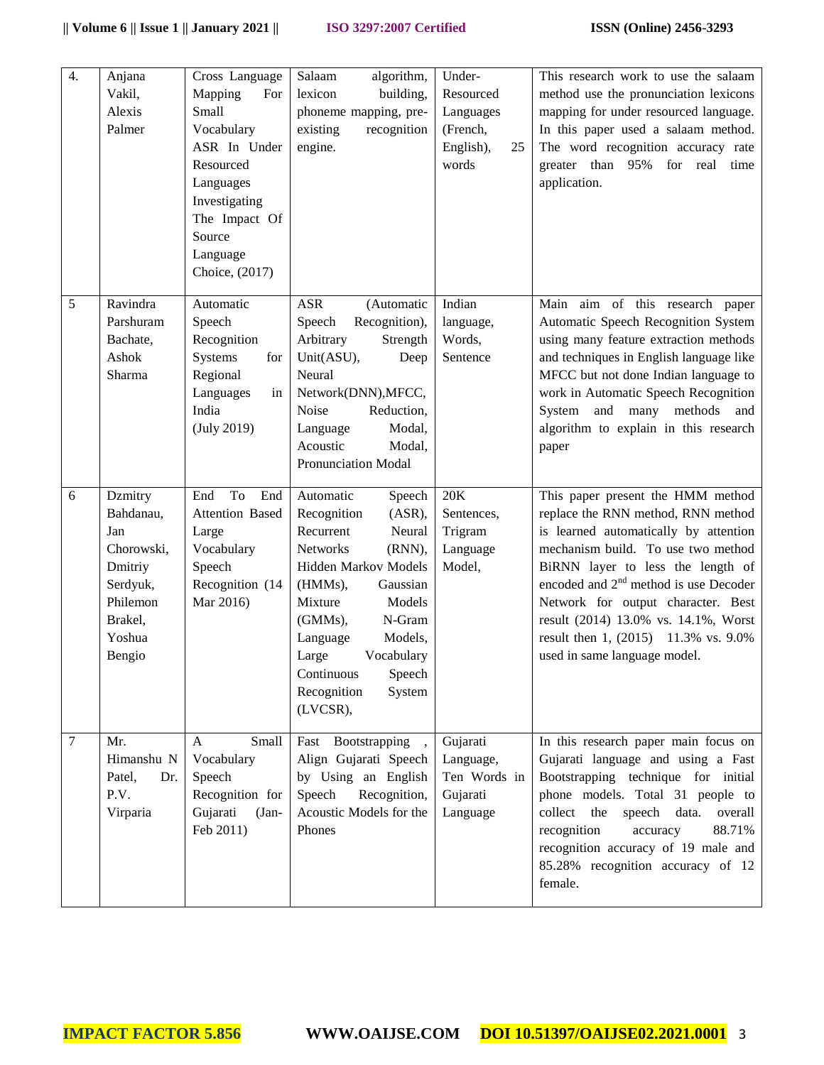| 4. | Anjana Vakil, Alexis Palmer | Cross Language Mapping For Small Vocabulary ASR In Under Resourced Languages Investigating The Impact Of Source Language Choice, (2017) | Salaam algorithm, lexicon building, phoneme mapping, pre-existing recognition engine. | Under-Resourced Languages (French, English), 25 words | This research work to use the salaam method use the pronunciation lexicons mapping for under resourced language. In this paper used a salaam method. The word recognition accuracy rate greater than 95% for real time application. |
|---|---|---|---|---|---|
| 5 | Ravindra Parshuram Bachate, Ashok Sharma | Automatic Speech Recognition Systems for Regional Languages in India (July 2019) | ASR (Automatic Speech Recognition), Arbitrary Strength Unit(ASU), Deep Neural Network(DNN),MFCC, Noise Reduction, Language Modal, Acoustic Modal, Pronunciation Modal | Indian language, Words, Sentence | Main aim of this research paper Automatic Speech Recognition System using many feature extraction methods and techniques in English language like MFCC but not done Indian language to work in Automatic Speech Recognition System and many methods and algorithm to explain in this research paper |
| 6 | Dzmitry Bahdanau, Jan Chorowski, Dmitriy Serdyuk, Philemon Brakel, Yoshua Bengio | End To End Attention Based Large Vocabulary Speech Recognition (14 Mar 2016) | Automatic Speech Recognition (ASR), Recurrent Neural Networks (RNN), Hidden Markov Models (HMMs), Gaussian Mixture Models (GMMs), N-Gram Language Models, Large Vocabulary Continuous Speech Recognition System (LVCSR), | 20K Sentences, Trigram Language Model, | This paper present the HMM method replace the RNN method, RNN method is learned automatically by attention mechanism build. To use two method BiRNN layer to less the length of encoded and 2nd method is use Decoder Network for output character. Best result (2014) 13.0% vs. 14.1%, Worst result then 1, (2015) 11.3% vs. 9.0% used in same language model. |
| 7 | Mr. Himanshu N Patel, Dr. P.V. Virparia | A Small Vocabulary Speech Recognition for Gujarati (Jan-Feb 2011) | Fast Bootstrapping , Align Gujarati Speech by Using an English Speech Recognition, Acoustic Models for the Phones | Gujarati Language, Ten Words in Gujarati Language | In this research paper main focus on Gujarati language and using a Fast Bootstrapping technique for initial phone models. Total 31 people to collect the speech data. overall recognition accuracy 88.71% recognition accuracy of 19 male and 85.28% recognition accuracy of 12 female. |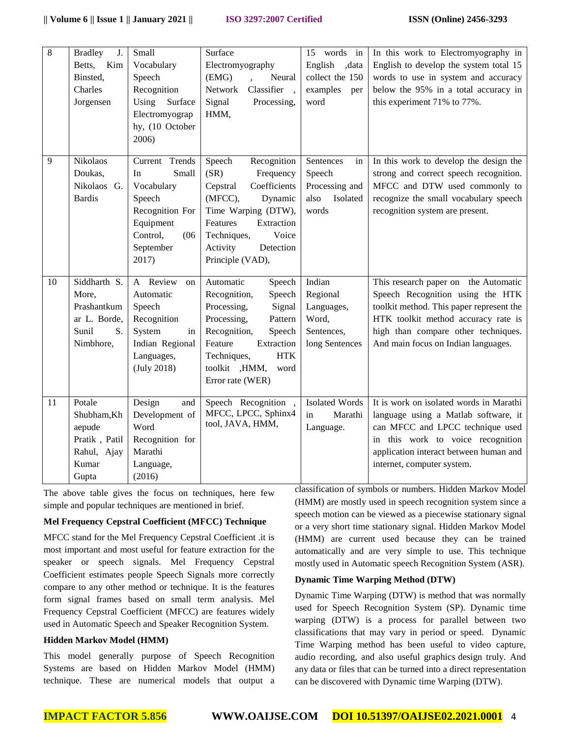| 8 | Bradley J. Betts, Kim Binsted, Charles Jorgensen | Small Vocabulary Speech Recognition Using Surface Electromyography, (10 October 2006) | Surface Electromyography (EMG) , Neural Network Classifier , Signal Processing, HMM, | 15 words in English ,data collect the 150 examples per word | In this work to Electromyography in English to develop the system total 15 words to use in system and accuracy below the 95% in a total accuracy in this experiment 71% to 77%. |
|---|---|---|---|---|---|
| 9 | Nikolaos Doukas, Nikolaos G. Bardis | Current Trends In Small Vocabulary Speech Recognition For Equipment Control, (06 September 2017) | Speech Recognition (SR) Frequency Cepstral Coefficients (MFCC), Dynamic Time Warping (DTW), Features Extraction Techniques, Voice Activity Detection Principle (VAD), | Sentences in Speech Processing and also Isolated words | In this work to develop the design the strong and correct speech recognition. MFCC and DTW used commonly to recognize the small vocabulary speech recognition system are present. |
| 10 | Siddharth S. More, Prashantkumar L. Borde, Sunil S. Nimbhore, | A Review on Automatic Speech Recognition System in Indian Regional Languages, (July 2018) | Automatic Speech Recognition, Speech Processing, Signal Processing, Pattern Recognition, Speech Feature Extraction Techniques, HTK toolkit ,HMM, word Error rate (WER) | Indian Regional Languages, Word, Sentences, long Sentences | This research paper on the Automatic Speech Recognition using the HTK toolkit method. This paper represent the HTK toolkit method accuracy rate is high than compare other techniques. And main focus on Indian languages. |
| 11 | Potale Shubham,Khaepude Pratik , Patil Rahul, Ajay Kumar Gupta | Design and Development of Word Recognition for Marathi Language, (2016) | Speech Recognition , MFCC, LPCC, Sphinx4 tool, JAVA, HMM, | Isolated Words in Marathi Language. | It is work on isolated words in Marathi language using a Matlab software, it can MFCC and LPCC technique used in this work to voice recognition application interact between human and internet, computer system. |

The above table gives the focus on techniques, here few simple and popular techniques are mentioned in brief.

**Mel Frequency Cepstral Coefficient (MFCC) Technique**

MFCC stand for the Mel Frequency Cepstral Coefficient .it is most important and most useful for feature extraction for the speaker or speech signals. Mel Frequency Cepstral Coefficient estimates people Speech Signals more correctly compare to any other method or technique. It is the features form signal frames based on small term analysis. Mel Frequency Cepstral Coefficient (MFCC) are features widely used in Automatic Speech and Speaker Recognition System.

**Hidden Markov Model (HMM)**

This model generally purpose of Speech Recognition Systems are based on Hidden Markov Model (HMM) technique. These are numerical models that output a classification of symbols or numbers. Hidden Markov Model (HMM) are mostly used in speech recognition system since a speech motion can be viewed as a piecewise stationary signal or a very short time stationary signal. Hidden Markov Model (HMM) are current used because they can be trained automatically and are very simple to use. This technique mostly used in Automatic speech Recognition System (ASR).

**Dynamic Time Warping Method (DTW)**

Dynamic Time Warping (DTW) is method that was normally used for Speech Recognition System (SP). Dynamic time warping (DTW) is a process for parallel between two classifications that may vary in period or speed. Dynamic Time Warping method has been useful to video capture, audio recording, and also useful graphics design truly. And any data or files that can be turned into a direct representation can be discovered with Dynamic time Warping (DTW).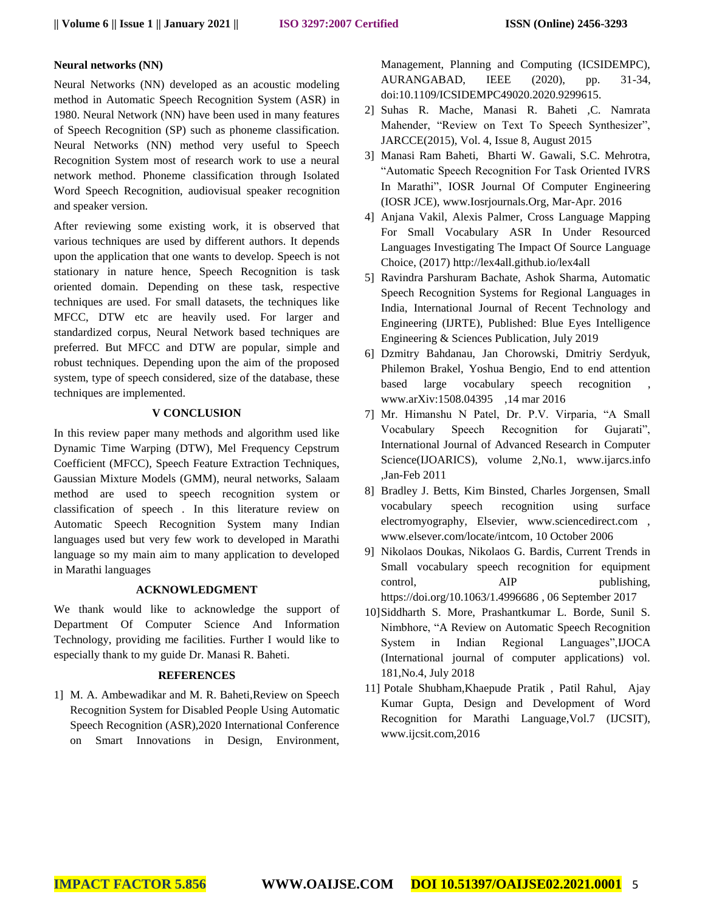### Neural networks (NN)

Neural Networks (NN) developed as an acoustic modeling method in Automatic Speech Recognition System (ASR) in 1980. Neural Network (NN) have been used in many features of Speech Recognition (SP) such as phoneme classification. Neural Networks (NN) method very useful to Speech Recognition System most of research work to use a neural network method. Phoneme classification through Isolated Word Speech Recognition, audiovisual speaker recognition and speaker version.

After reviewing some existing work, it is observed that various techniques are used by different authors. It depends upon the application that one wants to develop. Speech is not stationary in nature hence, Speech Recognition is task oriented domain. Depending on these task, respective techniques are used. For small datasets, the techniques like MFCC, DTW etc are heavily used. For larger and standardized corpus, Neural Network based techniques are preferred. But MFCC and DTW are popular, simple and robust techniques. Depending upon the aim of the proposed system, type of speech considered, size of the database, these techniques are implemented.

## V CONCLUSION

In this review paper many methods and algorithm used like Dynamic Time Warping (DTW), Mel Frequency Cepstrum Coefficient (MFCC), Speech Feature Extraction Techniques, Gaussian Mixture Models (GMM), neural networks, Salaam method are used to speech recognition system or classification of speech . In this literature review on Automatic Speech Recognition System many Indian languages used but very few work to developed in Marathi language so my main aim to many application to developed in Marathi languages

## ACKNOWLEDGMENT

We thank would like to acknowledge the support of Department Of Computer Science And Information Technology, providing me facilities. Further I would like to especially thank to my guide Dr. Manasi R. Baheti.

## REFERENCES

1] M. A. Ambewadikar and M. R. Baheti,Review on Speech Recognition System for Disabled People Using Automatic Speech Recognition (ASR),2020 International Conference on Smart Innovations in Design, Environment, Management, Planning and Computing (ICSIDEMPC), AURANGABAD, IEEE (2020), pp. 31-34, doi:10.1109/ICSIDEMPC49020.2020.9299615.

2] Suhas R. Mache, Manasi R. Baheti ,C. Namrata Mahender, "Review on Text To Speech Synthesizer", JARCCE(2015), Vol. 4, Issue 8, August 2015

3] Manasi Ram Baheti, Bharti W. Gawali, S.C. Mehrotra, "Automatic Speech Recognition For Task Oriented IVRS In Marathi", IOSR Journal Of Computer Engineering (IOSR JCE), www.Iosrjournals.Org, Mar-Apr. 2016

4] Anjana Vakil, Alexis Palmer, Cross Language Mapping For Small Vocabulary ASR In Under Resourced Languages Investigating The Impact Of Source Language Choice, (2017) http://lex4all.github.io/lex4all

5] Ravindra Parshuram Bachate, Ashok Sharma, Automatic Speech Recognition Systems for Regional Languages in India, International Journal of Recent Technology and Engineering (IJRTE), Published: Blue Eyes Intelligence Engineering & Sciences Publication, July 2019

6] Dzmitry Bahdanau, Jan Chorowski, Dmitriy Serdyuk, Philemon Brakel, Yoshua Bengio, End to end attention based large vocabulary speech recognition , www.arXiv:1508.04395 ,14 mar 2016

7] Mr. Himanshu N Patel, Dr. P.V. Virparia, "A Small Vocabulary Speech Recognition for Gujarati", International Journal of Advanced Research in Computer Science(IJOARICS), volume 2,No.1, www.ijarcs.info ,Jan-Feb 2011

8] Bradley J. Betts, Kim Binsted, Charles Jorgensen, Small vocabulary speech recognition using surface electromyography, Elsevier, www.sciencedirect.com , www.elsever.com/locate/intcom, 10 October 2006

9] Nikolaos Doukas, Nikolaos G. Bardis, Current Trends in Small vocabulary speech recognition for equipment control, AIP publishing, https://doi.org/10.1063/1.4996686 , 06 September 2017

10] Siddharth S. More, Prashantkumar L. Borde, Sunil S. Nimbhore, "A Review on Automatic Speech Recognition System in Indian Regional Languages",IJOCA (International journal of computer applications) vol. 181,No.4, July 2018

11] Potale Shubham,Khaepude Pratik , Patil Rahul, Ajay Kumar Gupta, Design and Development of Word Recognition for Marathi Language,Vol.7 (IJCSIT), www.ijcsit.com,2016